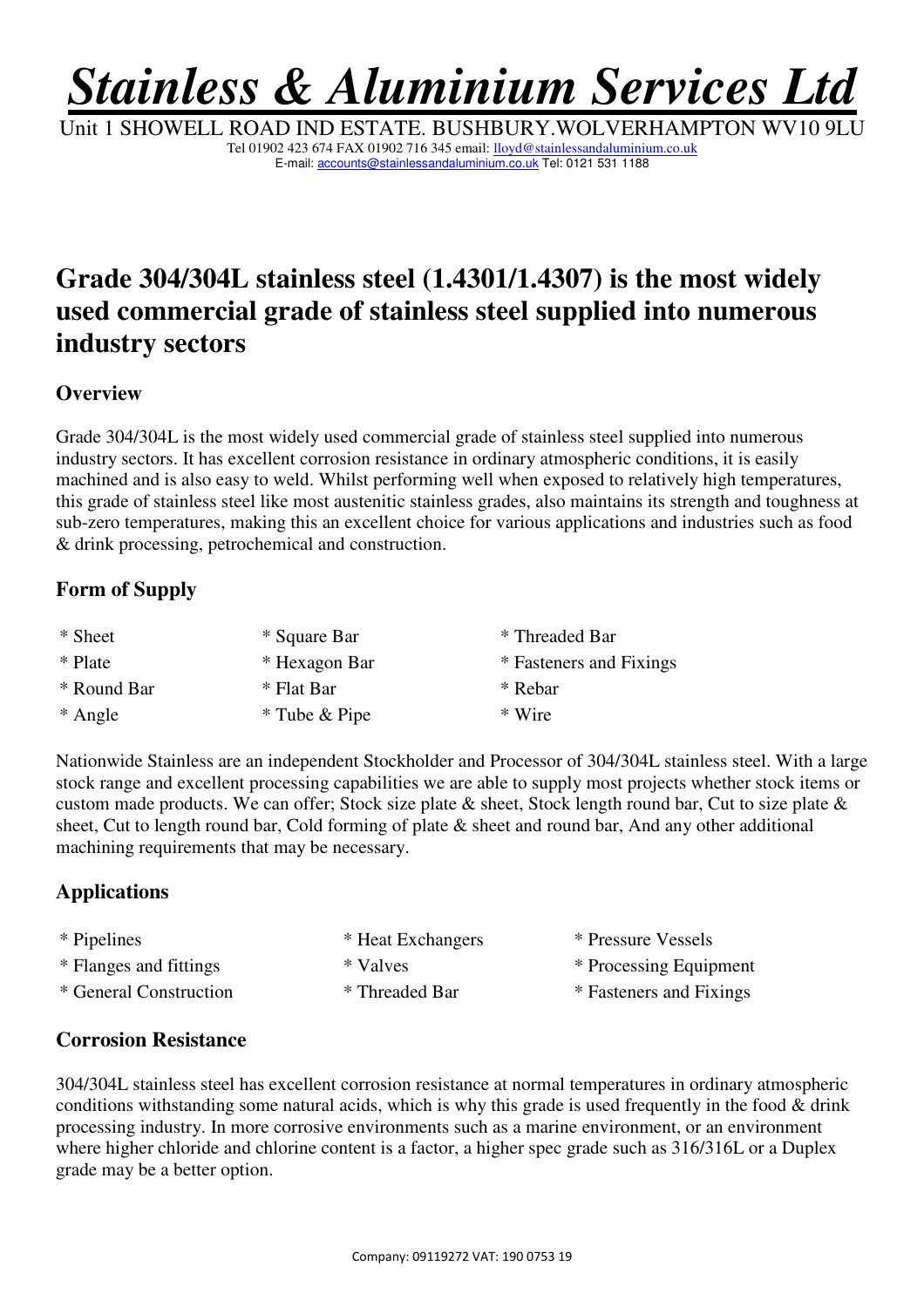# *Stainless & Aluminium Services Ltd*

Unit 1 SHOWELL ROAD IND ESTATE. BUSHBURY.WOLVERHAMPTON WV10 9LU
Tel 01902 423 674 FAX 01902 716 345 email: lloyd@stainlessandaluminium.co.uk
E-mail: accounts@stainlessandaluminium.co.uk Tel: 0121 531 1188

## Grade 304/304L stainless steel (1.4301/1.4307) is the most widely used commercial grade of stainless steel supplied into numerous industry sectors

### Overview

Grade 304/304L is the most widely used commercial grade of stainless steel supplied into numerous industry sectors. It has excellent corrosion resistance in ordinary atmospheric conditions, it is easily machined and is also easy to weld. Whilst performing well when exposed to relatively high temperatures, this grade of stainless steel like most austenitic stainless grades, also maintains its strength and toughness at sub-zero temperatures, making this an excellent choice for various applications and industries such as food & drink processing, petrochemical and construction.

### Form of Supply

* Sheet
* Plate
* Round Bar
* Angle
* Square Bar
* Hexagon Bar
* Flat Bar
* Tube & Pipe
* Threaded Bar
* Fasteners and Fixings
* Rebar
* Wire

Nationwide Stainless are an independent Stockholder and Processor of 304/304L stainless steel. With a large stock range and excellent processing capabilities we are able to supply most projects whether stock items or custom made products. We can offer; Stock size plate & sheet, Stock length round bar, Cut to size plate & sheet, Cut to length round bar, Cold forming of plate & sheet and round bar, And any other additional machining requirements that may be necessary.

### Applications

* Pipelines
* Flanges and fittings
* General Construction
* Heat Exchangers
* Valves
* Threaded Bar
* Pressure Vessels
* Processing Equipment
* Fasteners and Fixings

### Corrosion Resistance

304/304L stainless steel has excellent corrosion resistance at normal temperatures in ordinary atmospheric conditions withstanding some natural acids, which is why this grade is used frequently in the food & drink processing industry. In more corrosive environments such as a marine environment, or an environment where higher chloride and chlorine content is a factor, a higher spec grade such as 316/316L or a Duplex grade may be a better option.

Company: 09119272 VAT: 190 0753 19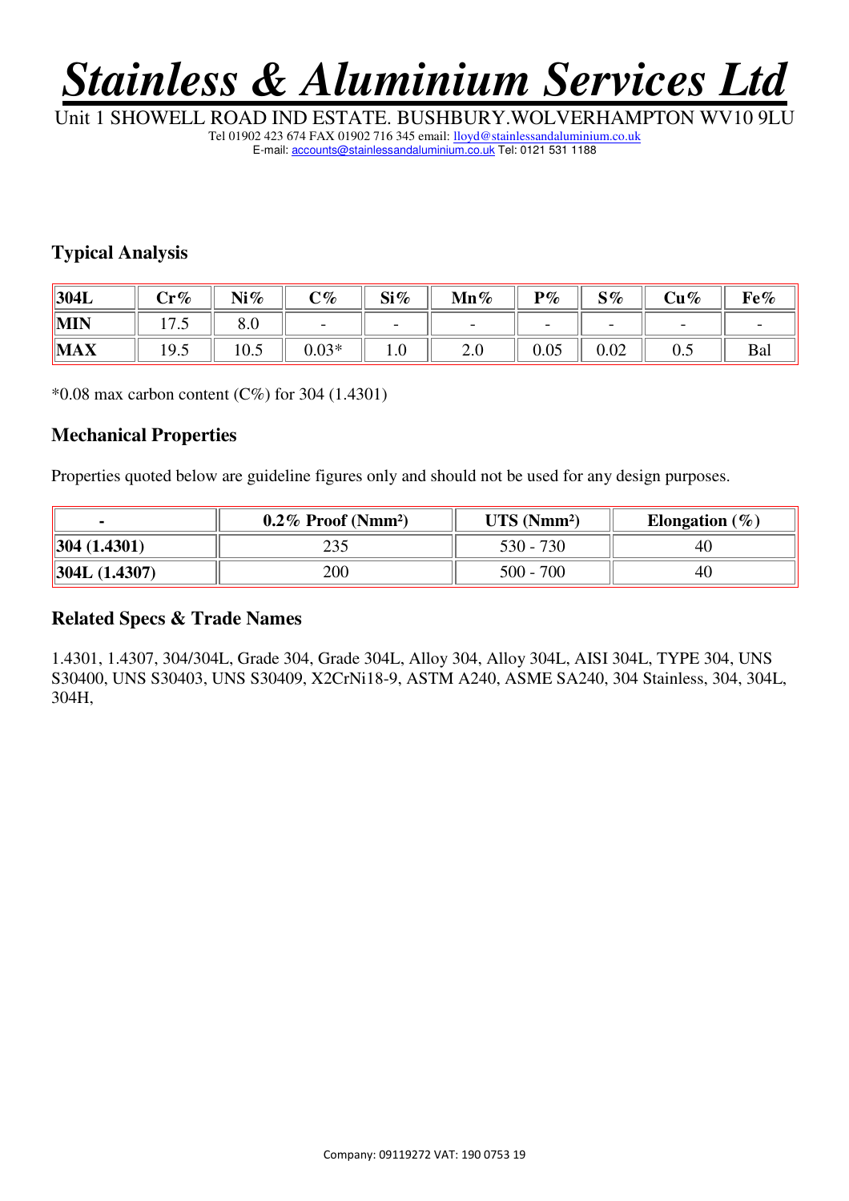#### *Stainless & Aluminium Services Ltd*

Unit 1 SHOWELL ROAD IND ESTATE. BUSHBURY.WOLVERHAMPTON WV10 9LU

Tel 01902 423 674 FAX 01902 716 345 email: lloyd@stainlessandaluminium.co.uk
E-mail: accounts@stainlessandaluminium.co.uk Tel: 0121 531 1188

### Typical Analysis

| 304L | Cr% | Ni% | C% | Si% | Mn% | P% | S% | Cu% | Fe% |
|---|---|---|---|---|---|---|---|---|---|
| **MIN** | 17.5 | 8.0 | - | - | - | - | - | - | - |
| **MAX** | 19.5 | 10.5 | 0.03* | 1.0 | 2.0 | 0.05 | 0.02 | 0.5 | Bal |

*0.08 max carbon content (C%) for 304 (1.4301)

### Mechanical Properties

Properties quoted below are guideline figures only and should not be used for any design purposes.

| - | 0.2% Proof ($Nmm^2$) | UTS ($Nmm^2$) | Elongation (%) |
|---|---|---|---|
| **304 (1.4301)** | 235 | 530 - 730 | 40 |
| **304L (1.4307)** | 200 | 500 - 700 | 40 |

### Related Specs & Trade Names

1.4301, 1.4307, 304/304L, Grade 304, Grade 304L, Alloy 304, Alloy 304L, AISI 304L, TYPE 304, UNS S30400, UNS S30403, UNS S30409, X2CrNi18-9, ASTM A240, ASME SA240, 304 Stainless, 304, 304L, 304H,

Company: 09119272 VAT: 190 0753 19